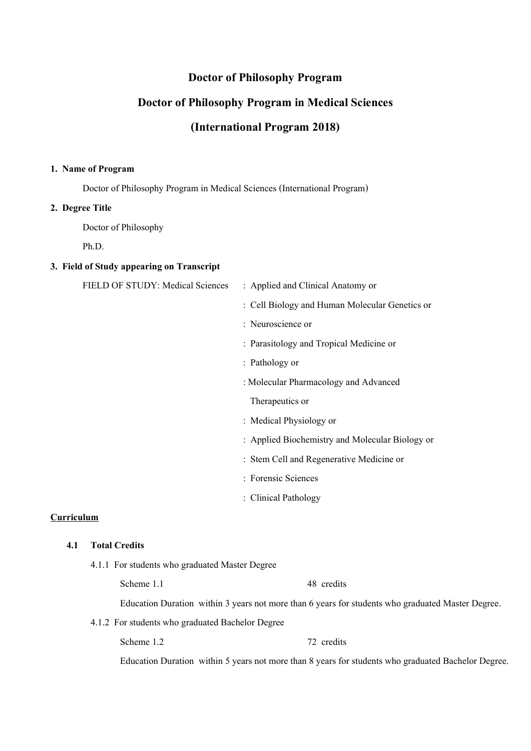# Doctor of Philosophy Program

# Doctor of Philosophy Program in Medical Sciences

# (International Program 2018)

**1. Name of Program**

Doctor of Philosophy Program in Medical Sciences (International Program)

**2. Degree Title**

Doctor of Philosophy

Ph.D.

**3. Field of Study appearing on Transcript**

FIELD OF STUDY: Medical Sciences : Applied and Clinical Anatomy or

: Cell Biology and Human Molecular Genetics or

: Neuroscience or

: Parasitology and Tropical Medicine or

: Pathology or

: Molecular Pharmacology and Advanced Therapeutics or

: Medical Physiology or

: Applied Biochemistry and Molecular Biology or

: Stem Cell and Regenerative Medicine or

: Forensic Sciences

: Clinical Pathology

**Curriculum**

**4.1 Total Credits**

4.1.1 For students who graduated Master Degree

Scheme 1.1 48 credits

Education Duration within 3 years not more than 6 years for students who graduated Master Degree.

4.1.2 For students who graduated Bachelor Degree

Scheme 1.2 72 credits

Education Duration within 5 years not more than 8 years for students who graduated Bachelor Degree.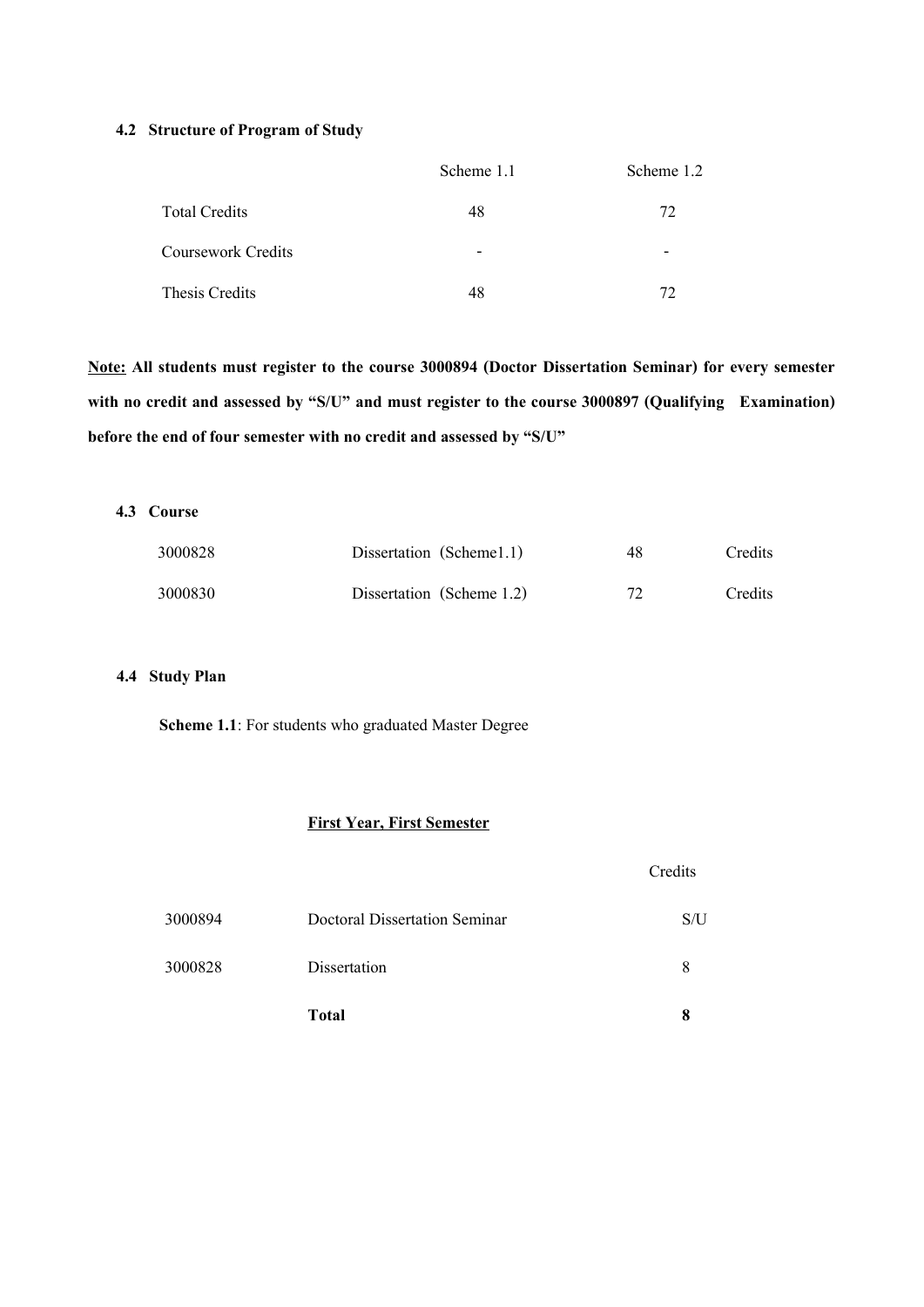#### 4.2 Structure of Program of Study

| | Scheme 1.1 | Scheme 1.2 |
|---|---|---|
| Total Credits | 48 | 72 |
| Coursework Credits | - | - |
| Thesis Credits | 48 | 72 |

**<u>Note:</u> All students must register to the course 3000894 (Doctor Dissertation Seminar) for every semester with no credit and assessed by "S/U" and must register to the course 3000897 (Qualifying Examination) before the end of four semester with no credit and assessed by "S/U"**

#### 4.3 Course

| | | | |
|---|---|---|---|
| 3000828 | Dissertation (Scheme1.1) | 48 | Credits |
| 3000830 | Dissertation (Scheme 1.2) | 72 | Credits |

#### 4.4 Study Plan

**Scheme 1.1**: For students who graduated Master Degree

**<u>First Year, First Semester</u>**

| | | Credits |
|---|---|---|
| 3000894 | Doctoral Dissertation Seminar | S/U |
| 3000828 | Dissertation | 8 |
| | **Total** | **8** |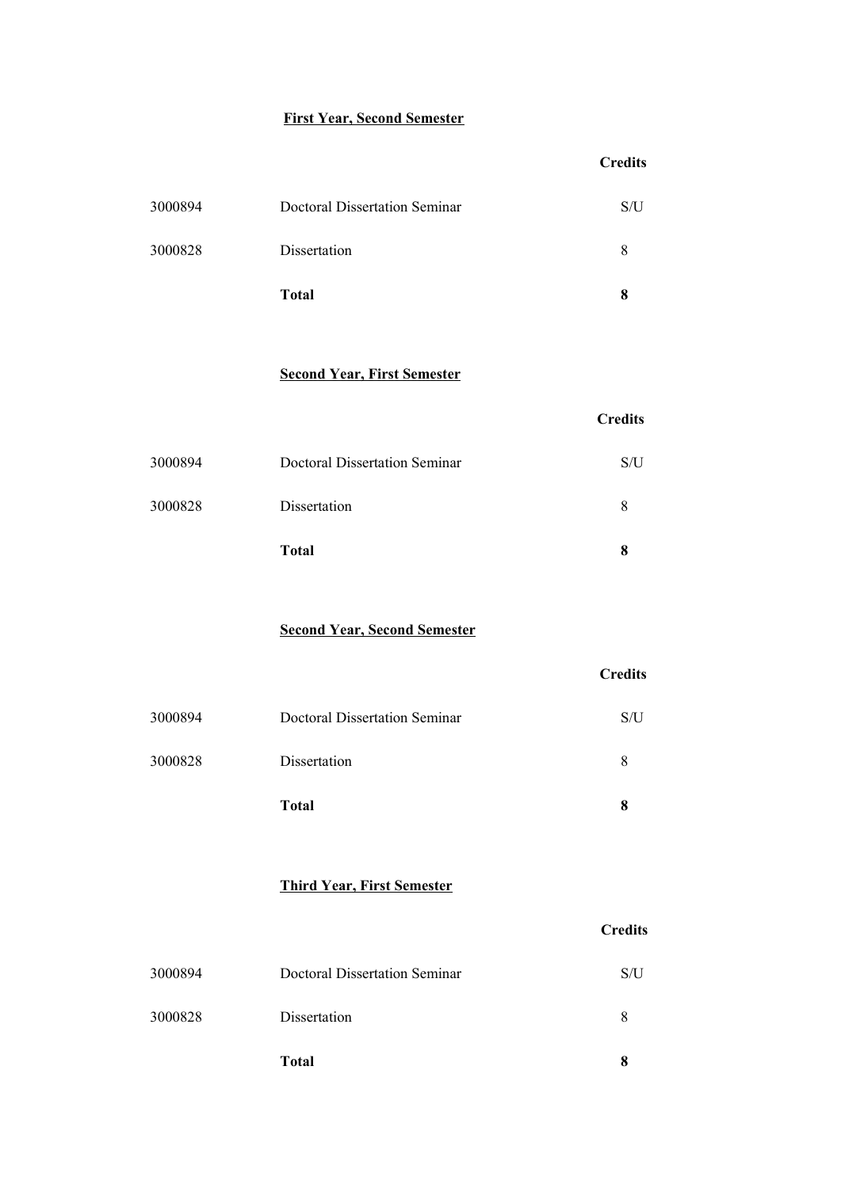**First Year, Second Semester**

| | | Credits |
|---|---|---|
| 3000894 | Doctoral Dissertation Seminar | S/U |
| 3000828 | Dissertation | 8 |
| | **Total** | **8** |

**Second Year, First Semester**

| | | Credits |
|---|---|---|
| 3000894 | Doctoral Dissertation Seminar | S/U |
| 3000828 | Dissertation | 8 |
| | **Total** | **8** |

**Second Year, Second Semester**

| | | Credits |
|---|---|---|
| 3000894 | Doctoral Dissertation Seminar | S/U |
| 3000828 | Dissertation | 8 |
| | **Total** | **8** |

**Third Year, First Semester**

| | | Credits |
|---|---|---|
| 3000894 | Doctoral Dissertation Seminar | S/U |
| 3000828 | Dissertation | 8 |
| | **Total** | **8** |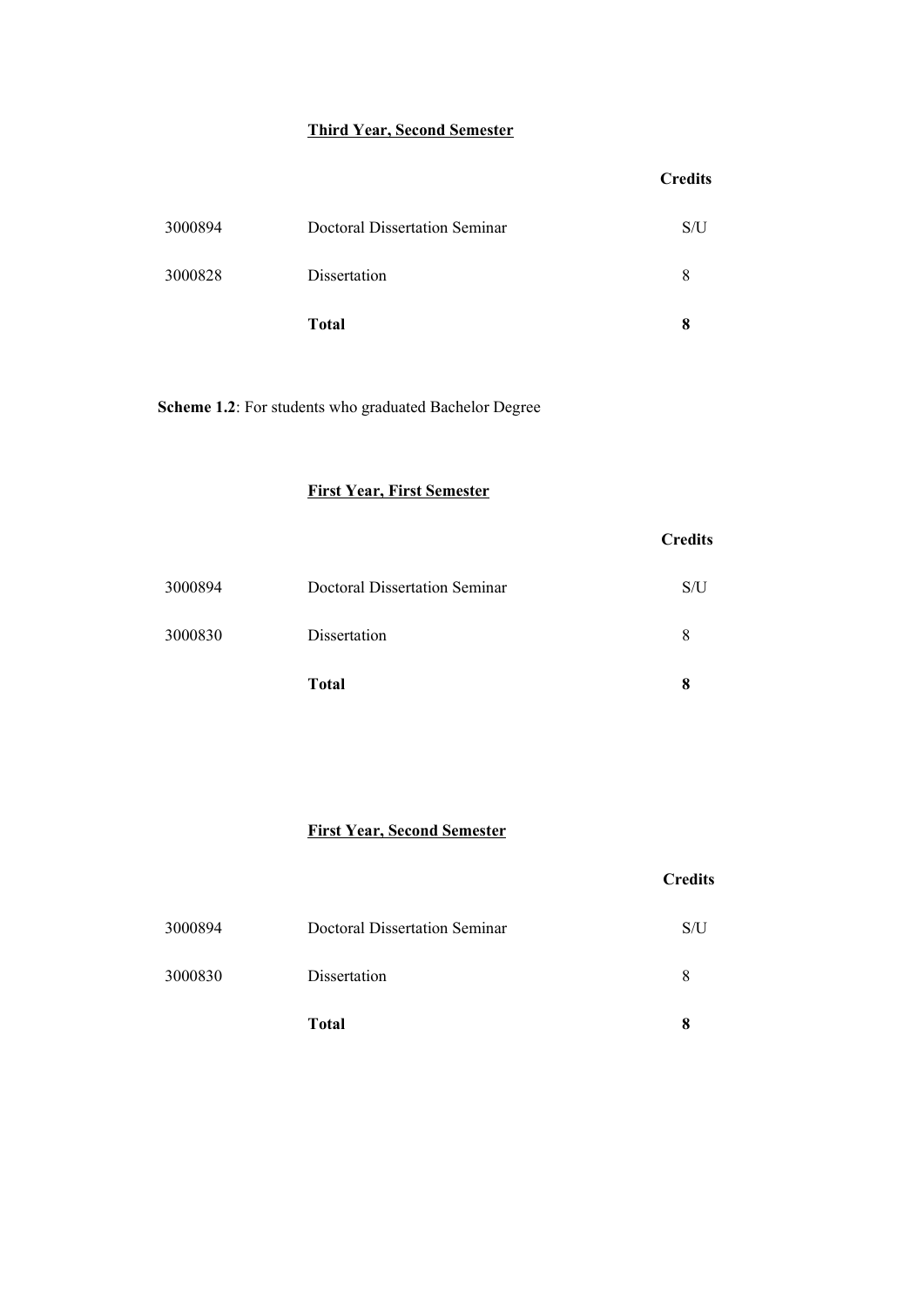**<u>Third Year, Second Semester</u>**

| | | Credits |
|---|---|---|
| 3000894 | Doctoral Dissertation Seminar | S/U |
| 3000828 | Dissertation | 8 |
| | **Total** | **8** |

**Scheme 1.2**: For students who graduated Bachelor Degree

**<u>First Year, First Semester</u>**

| | | Credits |
|---|---|---|
| 3000894 | Doctoral Dissertation Seminar | S/U |
| 3000830 | Dissertation | 8 |
| | **Total** | **8** |

**<u>First Year, Second Semester</u>**

| | | Credits |
|---|---|---|
| 3000894 | Doctoral Dissertation Seminar | S/U |
| 3000830 | Dissertation | 8 |
| | **Total** | **8** |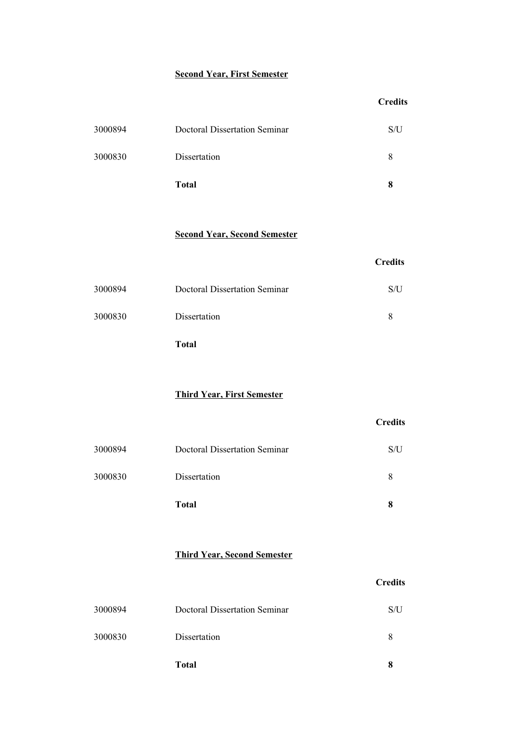**Second Year, First Semester**

| | | Credits |
|---|---|---|
| 3000894 | Doctoral Dissertation Seminar | S/U |
| 3000830 | Dissertation | 8 |
| | **Total** | **8** |

**Second Year, Second Semester**

| | | Credits |
|---|---|---|
| 3000894 | Doctoral Dissertation Seminar | S/U |
| 3000830 | Dissertation | 8 |
| | **Total** | |

**Third Year, First Semester**

| | | Credits |
|---|---|---|
| 3000894 | Doctoral Dissertation Seminar | S/U |
| 3000830 | Dissertation | 8 |
| | **Total** | **8** |

**Third Year, Second Semester**

| | | Credits |
|---|---|---|
| 3000894 | Doctoral Dissertation Seminar | S/U |
| 3000830 | Dissertation | 8 |
| | **Total** | **8** |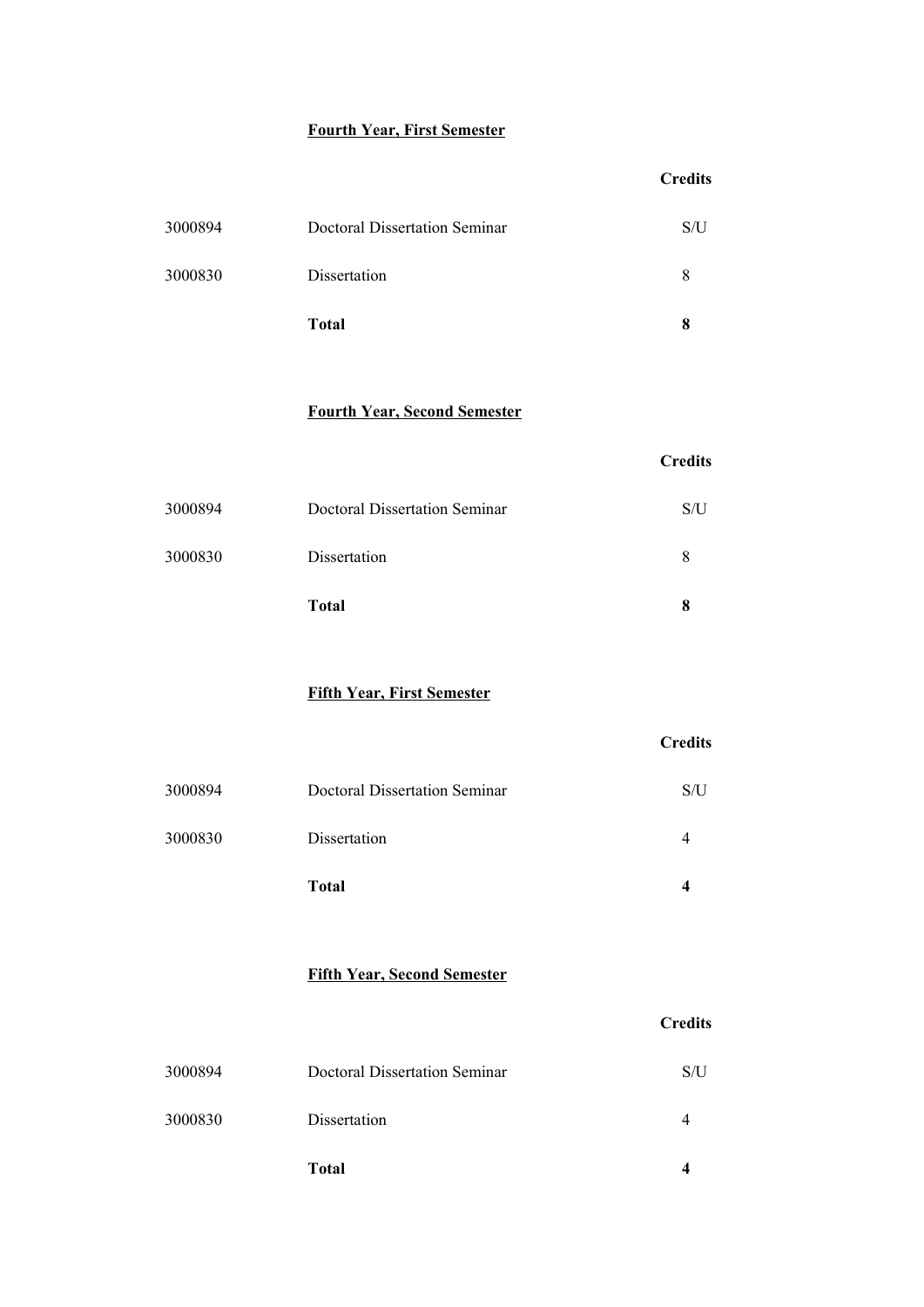**Fourth Year, First Semester**

| | | Credits |
|---|---|---|
| 3000894 | Doctoral Dissertation Seminar | S/U |
| 3000830 | Dissertation | 8 |
| | **Total** | **8** |

**Fourth Year, Second Semester**

| | | Credits |
|---|---|---|
| 3000894 | Doctoral Dissertation Seminar | S/U |
| 3000830 | Dissertation | 8 |
| | **Total** | **8** |

**Fifth Year, First Semester**

| | | Credits |
|---|---|---|
| 3000894 | Doctoral Dissertation Seminar | S/U |
| 3000830 | Dissertation | 4 |
| | **Total** | **4** |

**Fifth Year, Second Semester**

| | | Credits |
|---|---|---|
| 3000894 | Doctoral Dissertation Seminar | S/U |
| 3000830 | Dissertation | 4 |
| | **Total** | **4** |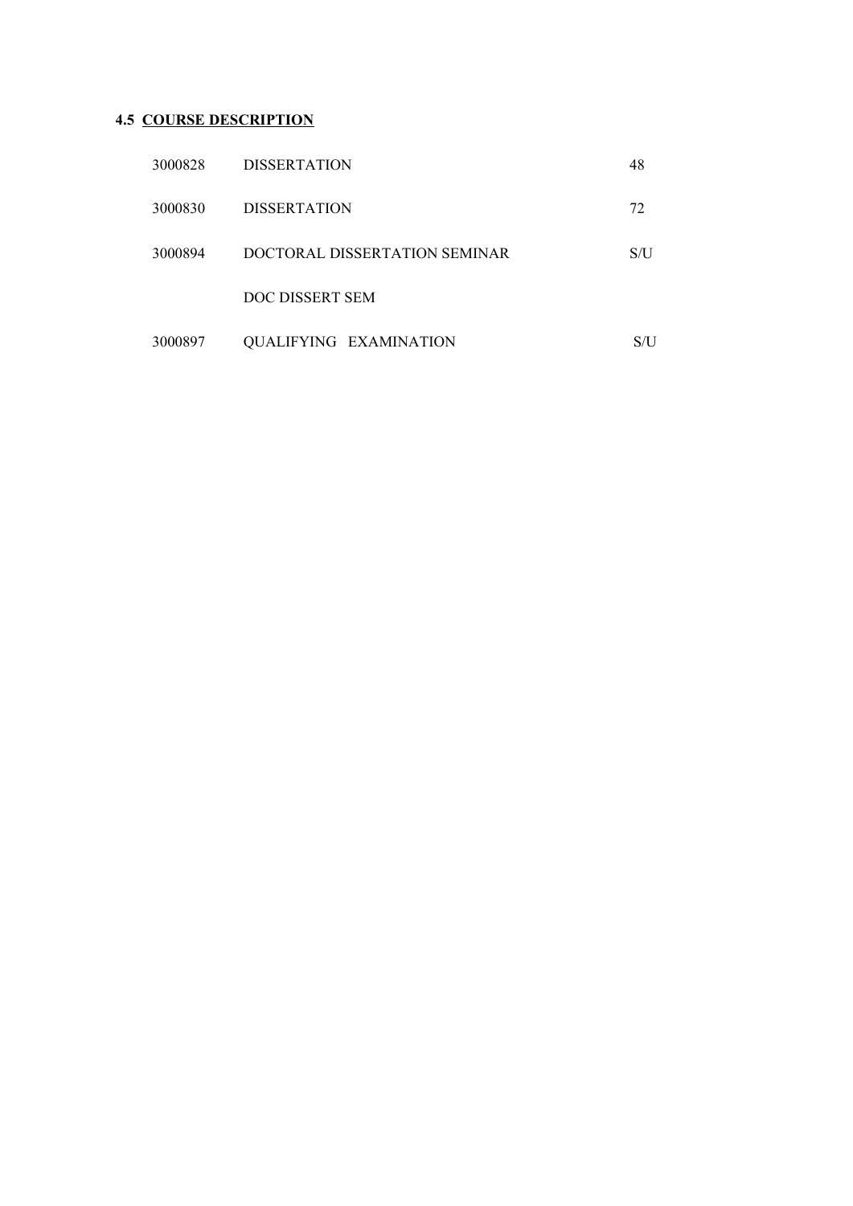#### 4.5 COURSE DESCRIPTION

| | | |
|---|---|---|
| 3000828 | DISSERTATION | 48 |
| 3000830 | DISSERTATION | 72 |
| 3000894 | DOCTORAL DISSERTATION SEMINAR | S/U |
| | DOC DISSERT SEM | |
| 3000897 | QUALIFYING EXAMINATION | S/U |